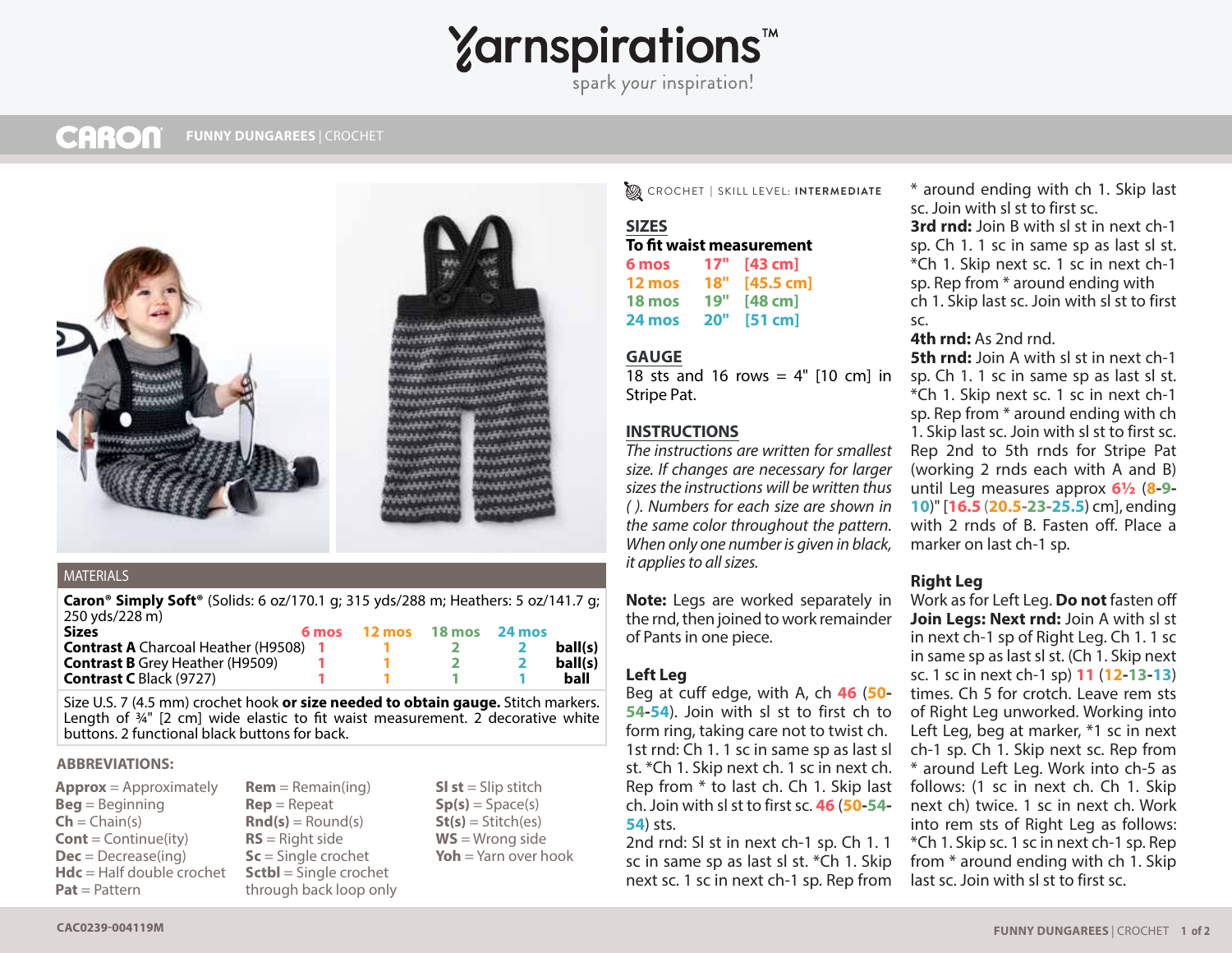# Yarnspirations™

spark your inspiration!

CARON **FUNNY DUNGAREES** | CROCHET

## MATERIALS

**Caron® Simply Soft®** (Solids: 6 oz/170.1 g; 315 yds/288 m; Heathers: 5 oz/141.7 g; 250 yds/228 m)

| Sizes | 6 mos | 12 mos | 18 mos | 24 mos | |
|---|---|---|---|---|---|
| **Contrast A** Charcoal Heather (H9508) | 1 | 1 | 2 | 2 | **ball(s)** |
| **Contrast B** Grey Heather (H9509) | 1 | 1 | 2 | 2 | **ball(s)** |
| **Contrast C** Black (9727) | 1 | 1 | 1 | 1 | **ball** |

Size U.S. 7 (4.5 mm) crochet hook **or size needed to obtain gauge.** Stitch markers. Length of ¾" [2 cm] wide elastic to fit waist measurement. 2 decorative white buttons. 2 functional black buttons for back.

## ABBREVIATIONS:

**Approx** = Approximately
**Beg** = Beginning
**Ch** = Chain(s)
**Cont** = Continue(ity)
**Dec** = Decrease(ing)
**Hdc** = Half double crochet
**Pat** = Pattern
**Rem** = Remain(ing)
**Rep** = Repeat
**Rnd(s)** = Round(s)
**RS** = Right side
**Sc** = Single crochet
**Sctbl** = Single crochet through back loop only
**Sl st** = Slip stitch
**Sp(s)** = Space(s)
**St(s)** = Stitch(es)
**WS** = Wrong side
**Yoh** = Yarn over hook

CROCHET | SKILL LEVEL: **INTERMEDIATE**

## SIZES

**To fit waist measurement**

| | | |
|---|---|---|
| 6 mos | 17" | [43 cm] |
| 12 mos | 18" | [45.5 cm] |
| 18 mos | 19" | [48 cm] |
| 24 mos | 20" | [51 cm] |

## GAUGE

18 sts and 16 rows = 4" [10 cm] in Stripe Pat.

## INSTRUCTIONS

*The instructions are written for smallest size. If changes are necessary for larger sizes the instructions will be written thus ( ). Numbers for each size are shown in the same color throughout the pattern. When only one number is given in black, it applies to all sizes.*

**Note:** Legs are worked separately in the rnd, then joined to work remainder of Pants in one piece.

### Left Leg

Beg at cuff edge, with A, ch 46 (50-54-54). Join with sl st to first ch to form ring, taking care not to twist ch.

1st rnd: Ch 1. 1 sc in same sp as last sl st. *Ch 1. Skip next ch. 1 sc in next ch. Rep from * to last ch. Ch 1. Skip last ch. Join with sl st to first sc. 46 (50-54-54) sts.

2nd rnd: Sl st in next ch-1 sp. Ch 1. 1 sc in same sp as last sl st. *Ch 1. Skip next sc. 1 sc in next ch-1 sp. Rep from * around ending with ch 1. Skip last sc. Join with sl st to first sc.

**3rd rnd:** Join B with sl st in next ch-1 sp. Ch 1. 1 sc in same sp as last sl st. *Ch 1. Skip next sc. 1 sc in next ch-1 sp. Rep from * around ending with ch 1. Skip last sc. Join with sl st to first sc.

**4th rnd:** As 2nd rnd.

**5th rnd:** Join A with sl st in next ch-1 sp. Ch 1. 1 sc in same sp as last sl st. *Ch 1. Skip next sc. 1 sc in next ch-1 sp. Rep from * around ending with ch 1. Skip last sc. Join with sl st to first sc.

Rep 2nd to 5th rnds for Stripe Pat (working 2 rnds each with A and B) until Leg measures approx 6½ (8-9-10)" [16.5 (20.5-23-25.5) cm], ending with 2 rnds of B. Fasten off. Place a marker on last ch-1 sp.

### Right Leg

Work as for Left Leg. **Do not** fasten off.

**Join Legs: Next rnd:** Join A with sl st in next ch-1 sp of Right Leg. Ch 1. 1 sc in same sp as last sl st. (Ch 1. Skip next sc. 1 sc in next ch-1 sp) 11 (12-13-13) times. Ch 5 for crotch. Leave rem sts of Right Leg unworked. Working into Left Leg, beg at marker, *1 sc in next ch-1 sp. Ch 1. Skip next sc. Rep from * around Left Leg. Work into ch-5 as follows: (1 sc in next ch. Ch 1. Skip next ch) twice. 1 sc in next ch. Work into rem sts of Right Leg as follows: *Ch 1. Skip sc. 1 sc in next ch-1 sp. Rep from * around ending with ch 1. Skip last sc. Join with sl st to first sc.

CAC0239-004119M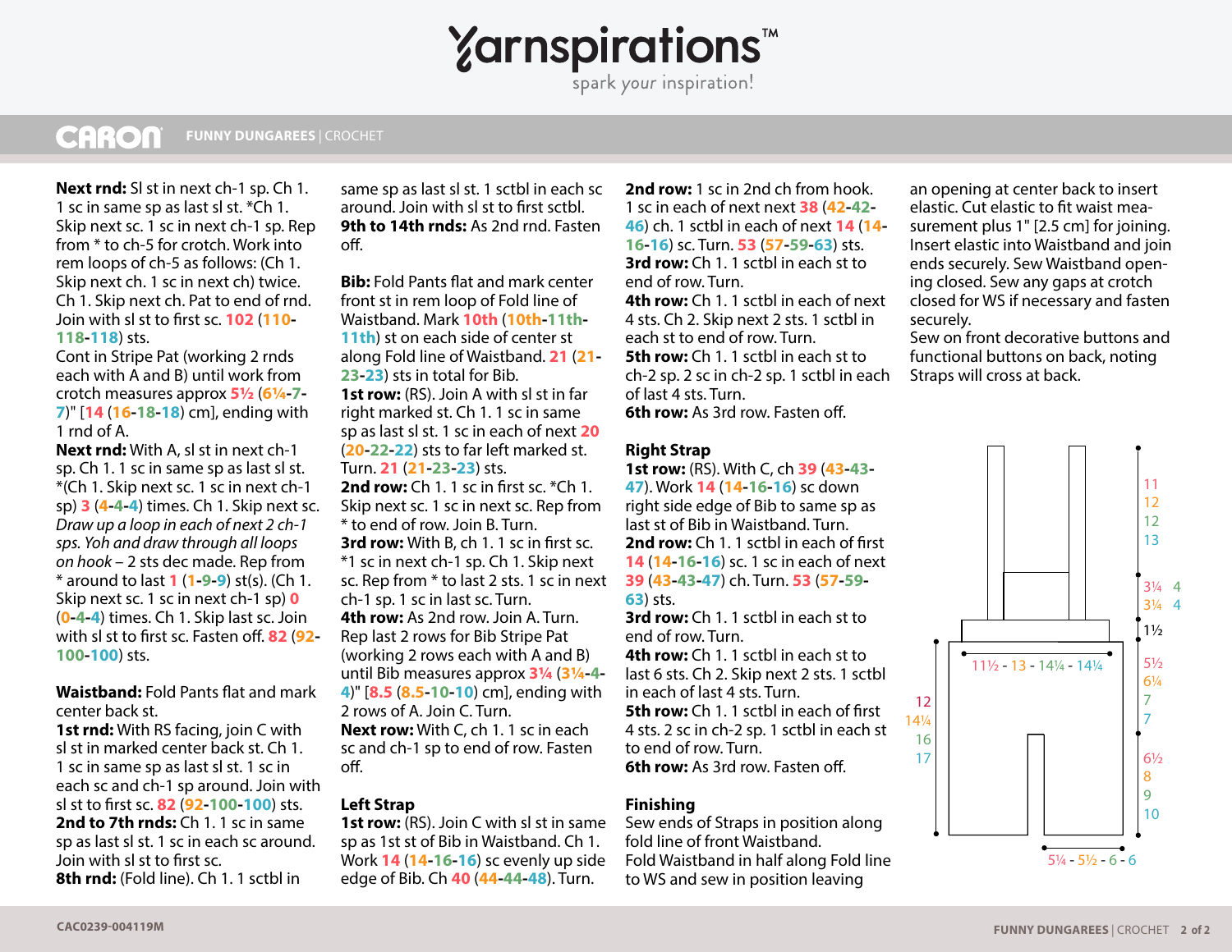**Next rnd:** Sl st in next ch-1 sp. Ch 1. 1 sc in same sp as last sl st. *Ch 1. Skip next sc. 1 sc in next ch-1 sp. Rep from * to ch-5 for crotch. Work into rem loops of ch-5 as follows: (Ch 1. Skip next ch. 1 sc in next ch) twice. Ch 1. Skip next ch. Pat to end of rnd. Join with sl st to first sc. 102 (110-118-118) sts.

Cont in Stripe Pat (working 2 rnds each with A and B) until work from crotch measures approx 5½ (6¼-7-7)" [14 (16-18-18) cm], ending with 1 rnd of A.

**Next rnd:** With A, sl st in next ch-1 sp. Ch 1. 1 sc in same sp as last sl st. *(Ch 1. Skip next sc. 1 sc in next ch-1 sp) 3 (4-4-4) times. Ch 1. Skip next sc. *Draw up a loop in each of next 2 ch-1 sps. Yoh and draw through all loops on hook* – 2 sts dec made. Rep from * around to last 1 (1-9-9) st(s). (Ch 1. Skip next sc. 1 sc in next ch-1 sp) 0 (0-4-4) times. Ch 1. Skip last sc. Join with sl st to first sc. Fasten off. 82 (92-100-100) sts.

**Waistband:** Fold Pants flat and mark center back st.

**1st rnd:** With RS facing, join C with sl st in marked center back st. Ch 1. 1 sc in same sp as last sl st. 1 sc in each sc and ch-1 sp around. Join with sl st to first sc. 82 (92-100-100) sts.

**2nd to 7th rnds:** Ch 1. 1 sc in same sp as last sl st. 1 sc in each sc around. Join with sl st to first sc.

**8th rnd:** (Fold line). Ch 1. 1 sctbl in same sp as last sl st. 1 sctbl in each sc around. Join with sl st to first sctbl.

**9th to 14th rnds:** As 2nd rnd. Fasten off.

**Bib:** Fold Pants flat and mark center front st in rem loop of Fold line of Waistband. Mark 10th (10th-11th-11th) st on each side of center st along Fold line of Waistband. 21 (21-23-23) sts in total for Bib.

**1st row:** (RS). Join A with sl st in far right marked st. Ch 1. 1 sc in same sp as last sl st. 1 sc in each of next 20 (20-22-22) sts to far left marked st. Turn. 21 (21-23-23) sts.

**2nd row:** Ch 1. 1 sc in first sc. *Ch 1. Skip next sc. 1 sc in next sc. Rep from * to end of row. Join B. Turn.

**3rd row:** With B, ch 1. 1 sc in first sc. *1 sc in next ch-1 sp. Ch 1. Skip next sc. Rep from * to last 2 sts. 1 sc in next ch-1 sp. 1 sc in last sc. Turn.

**4th row:** As 2nd row. Join A. Turn.

Rep last 2 rows for Bib Stripe Pat (working 2 rows each with A and B) until Bib measures approx 3¼ (3¼-4-4)" [8.5 (8.5-10-10) cm], ending with 2 rows of A. Join C. Turn.

**Next row:** With C, ch 1. 1 sc in each sc and ch-1 sp to end of row. Fasten off.

**Left Strap**

**1st row:** (RS). Join C with sl st in same sp as 1st st of Bib in Waistband. Ch 1. Work 14 (14-16-16) sc evenly up side edge of Bib. Ch 40 (44-44-48). Turn.

**2nd row:** 1 sc in 2nd ch from hook. 1 sc in each of next next 38 (42-42-46) ch. 1 sctbl in each of next 14 (14-16-16) sc. Turn. 53 (57-59-63) sts.

**3rd row:** Ch 1. 1 sctbl in each st to end of row. Turn.

**4th row:** Ch 1. 1 sctbl in each of next 4 sts. Ch 2. Skip next 2 sts. 1 sctbl in each st to end of row. Turn.

**5th row:** Ch 1. 1 sctbl in each st to ch-2 sp. 2 sc in ch-2 sp. 1 sctbl in each of last 4 sts. Turn.

**6th row:** As 3rd row. Fasten off.

**Right Strap**

**1st row:** (RS). With C, ch 39 (43-43-47). Work 14 (14-16-16) sc down right side edge of Bib to same sp as last st of Bib in Waistband. Turn.

**2nd row:** Ch 1. 1 sctbl in each of first 14 (14-16-16) sc. 1 sc in each of next 39 (43-43-47) ch. Turn. 53 (57-59-63) sts.

**3rd row:** Ch 1. 1 sctbl in each st to end of row. Turn.

**4th row:** Ch 1. 1 sctbl in each st to last 6 sts. Ch 2. Skip next 2 sts. 1 sctbl in each of last 4 sts. Turn.

**5th row:** Ch 1. 1 sctbl in each of first 4 sts. 2 sc in ch-2 sp. 1 sctbl in each st to end of row. Turn.

**6th row:** As 3rd row. Fasten off.

**Finishing**

Sew ends of Straps in position along fold line of front Waistband.

Fold Waistband in half along Fold line to WS and sew in position leaving an opening at center back to insert elastic. Cut elastic to fit waist measurement plus 1" [2.5 cm] for joining. Insert elastic into Waistband and join ends securely. Sew Waistband opening closed. Sew any gaps at crotch closed for WS if necessary and fasten securely.

Sew on front decorative buttons and functional buttons on back, noting Straps will cross at back.

11
12
12
13
3¼ 4
3¼ 4
1½
11½ - 13 - 14¼ - 14¼
5½
6¼
7
7
12
14¼
16
17
6½
8
9
10
5¼ - 5½ - 6 - 6